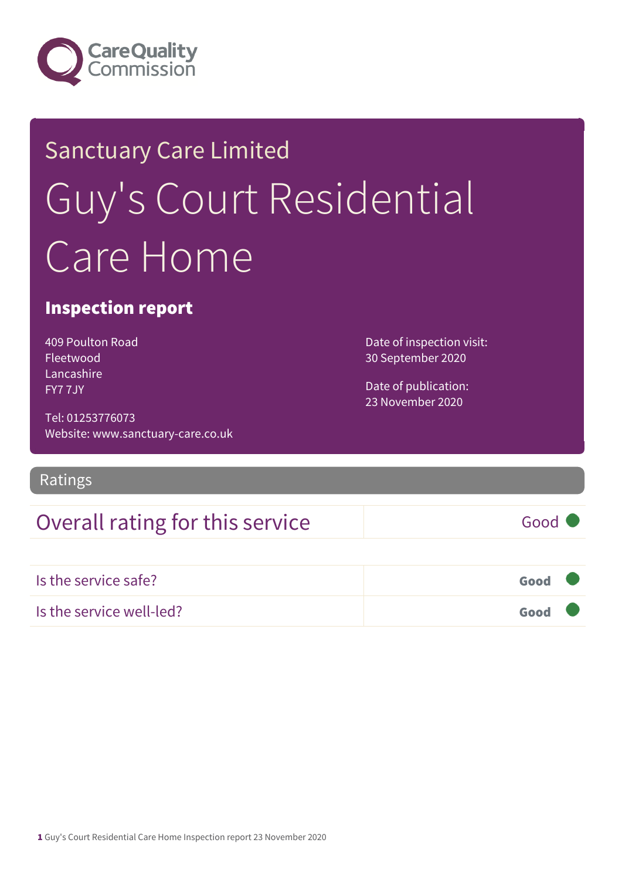Care Quality Commission

Sanctuary Care Limited

# Guy's Court Residential Care Home

## Inspection report

409 Poulton Road
Fleetwood
Lancashire
FY7 7JY

Tel: 01253776073
Website: www.sanctuary-care.co.uk

Date of inspection visit:
30 September 2020

Date of publication:
23 November 2020

## Ratings

| Overall rating for this service | Good |
| --- | --- |
| Is the service safe? | **Good** |
| Is the service well-led? | **Good** |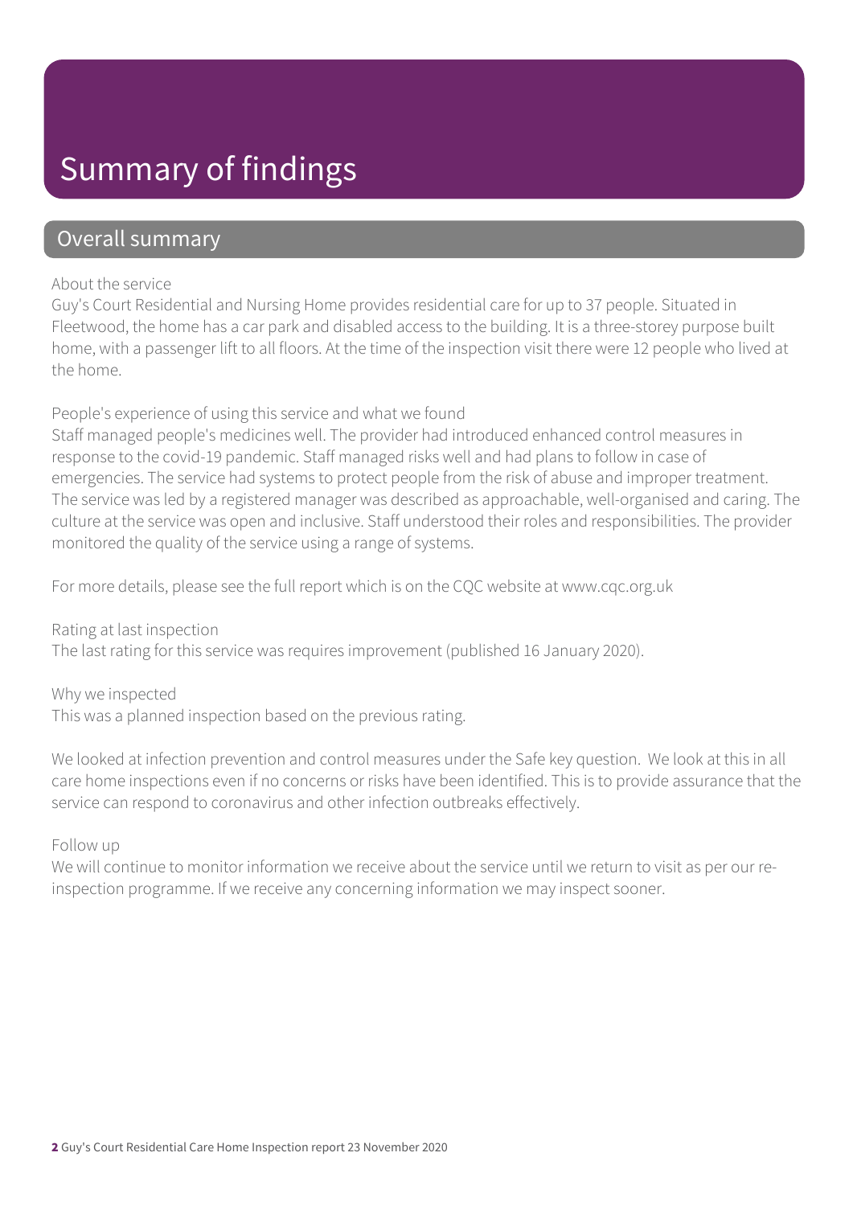# Summary of findings

## Overall summary

About the service

Guy's Court Residential and Nursing Home provides residential care for up to 37 people. Situated in Fleetwood, the home has a car park and disabled access to the building. It is a three-storey purpose built home, with a passenger lift to all floors. At the time of the inspection visit there were 12 people who lived at the home.

People's experience of using this service and what we found

Staff managed people's medicines well. The provider had introduced enhanced control measures in response to the covid-19 pandemic. Staff managed risks well and had plans to follow in case of emergencies. The service had systems to protect people from the risk of abuse and improper treatment. The service was led by a registered manager was described as approachable, well-organised and caring. The culture at the service was open and inclusive. Staff understood their roles and responsibilities. The provider monitored the quality of the service using a range of systems.

For more details, please see the full report which is on the CQC website at www.cqc.org.uk

Rating at last inspection

The last rating for this service was requires improvement (published 16 January 2020).

Why we inspected

This was a planned inspection based on the previous rating.

We looked at infection prevention and control measures under the Safe key question. We look at this in all care home inspections even if no concerns or risks have been identified. This is to provide assurance that the service can respond to coronavirus and other infection outbreaks effectively.

Follow up

We will continue to monitor information we receive about the service until we return to visit as per our re-inspection programme. If we receive any concerning information we may inspect sooner.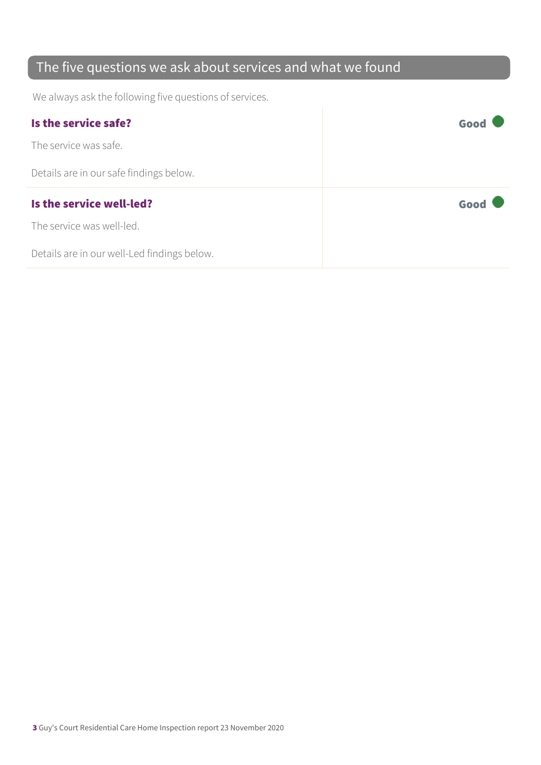## The five questions we ask about services and what we found

We always ask the following five questions of services.

| | |
|---|---|
| **Is the service safe?**<br><br>The service was safe.<br><br>Details are in our safe findings below. | **Good** |
| **Is the service well-led?**<br><br>The service was well-led.<br><br>Details are in our well-Led findings below. | **Good** |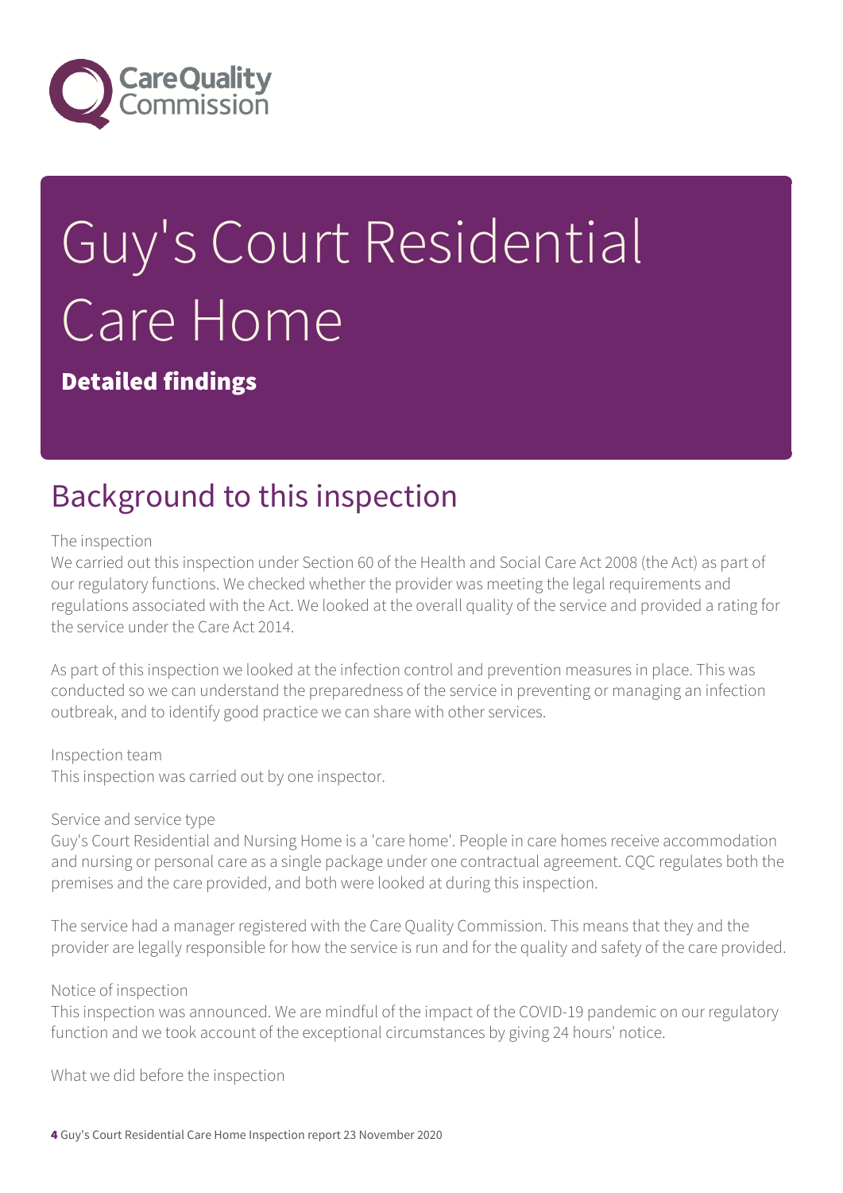# Guy's Court Residential Care Home

**Detailed findings**

## Background to this inspection

The inspection
We carried out this inspection under Section 60 of the Health and Social Care Act 2008 (the Act) as part of our regulatory functions. We checked whether the provider was meeting the legal requirements and regulations associated with the Act. We looked at the overall quality of the service and provided a rating for the service under the Care Act 2014.

As part of this inspection we looked at the infection control and prevention measures in place. This was conducted so we can understand the preparedness of the service in preventing or managing an infection outbreak, and to identify good practice we can share with other services.

Inspection team
This inspection was carried out by one inspector.

Service and service type
Guy's Court Residential and Nursing Home is a 'care home'. People in care homes receive accommodation and nursing or personal care as a single package under one contractual agreement. CQC regulates both the premises and the care provided, and both were looked at during this inspection.

The service had a manager registered with the Care Quality Commission. This means that they and the provider are legally responsible for how the service is run and for the quality and safety of the care provided.

Notice of inspection
This inspection was announced. We are mindful of the impact of the COVID-19 pandemic on our regulatory function and we took account of the exceptional circumstances by giving 24 hours' notice.

What we did before the inspection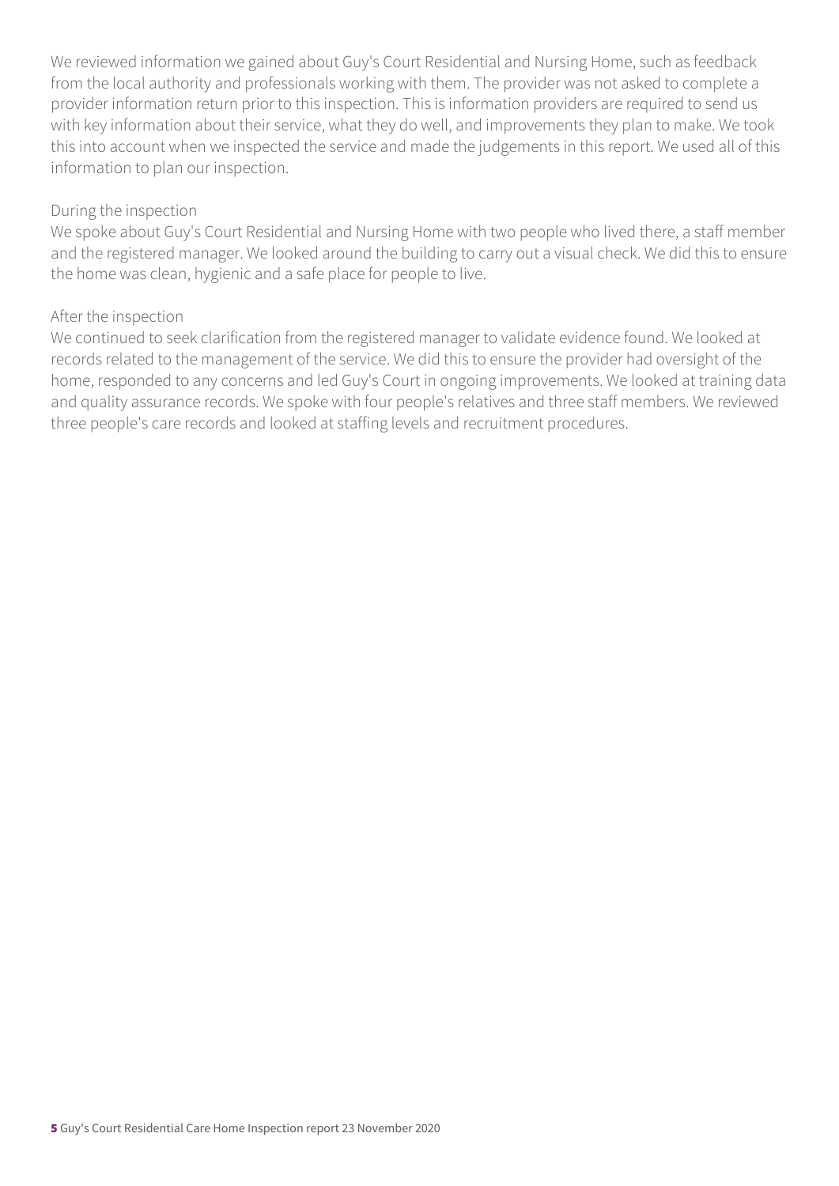We reviewed information we gained about Guy's Court Residential and Nursing Home, such as feedback from the local authority and professionals working with them. The provider was not asked to complete a provider information return prior to this inspection. This is information providers are required to send us with key information about their service, what they do well, and improvements they plan to make. We took this into account when we inspected the service and made the judgements in this report. We used all of this information to plan our inspection.

During the inspection

We spoke about Guy's Court Residential and Nursing Home with two people who lived there, a staff member and the registered manager. We looked around the building to carry out a visual check. We did this to ensure the home was clean, hygienic and a safe place for people to live.

After the inspection

We continued to seek clarification from the registered manager to validate evidence found. We looked at records related to the management of the service. We did this to ensure the provider had oversight of the home, responded to any concerns and led Guy's Court in ongoing improvements. We looked at training data and quality assurance records. We spoke with four people's relatives and three staff members. We reviewed three people's care records and looked at staffing levels and recruitment procedures.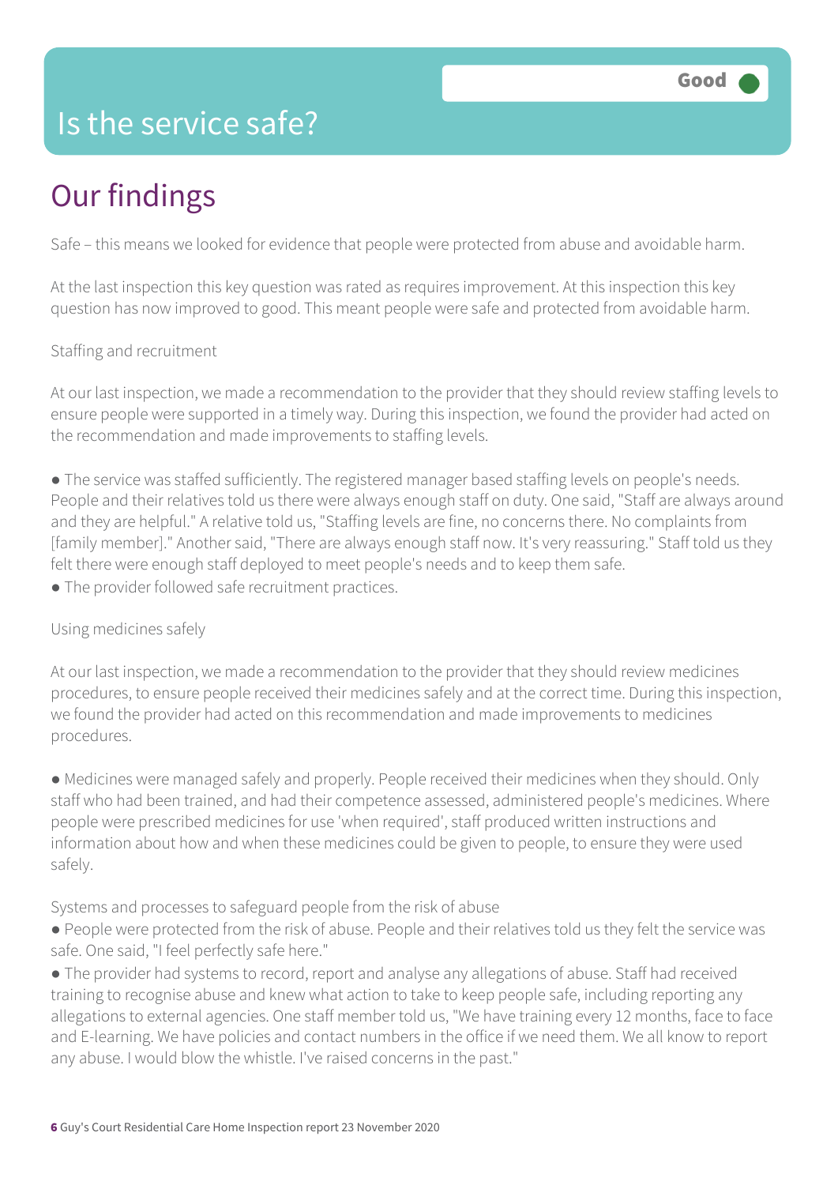# Is the service safe?

**Good**

## Our findings

Safe – this means we looked for evidence that people were protected from abuse and avoidable harm.

At the last inspection this key question was rated as requires improvement. At this inspection this key question has now improved to good. This meant people were safe and protected from avoidable harm.

Staffing and recruitment

At our last inspection, we made a recommendation to the provider that they should review staffing levels to ensure people were supported in a timely way. During this inspection, we found the provider had acted on the recommendation and made improvements to staffing levels.

- The service was staffed sufficiently. The registered manager based staffing levels on people's needs. People and their relatives told us there were always enough staff on duty. One said, "Staff are always around and they are helpful." A relative told us, "Staffing levels are fine, no concerns there. No complaints from [family member]." Another said, "There are always enough staff now. It's very reassuring." Staff told us they felt there were enough staff deployed to meet people's needs and to keep them safe.
- The provider followed safe recruitment practices.

Using medicines safely

At our last inspection, we made a recommendation to the provider that they should review medicines procedures, to ensure people received their medicines safely and at the correct time. During this inspection, we found the provider had acted on this recommendation and made improvements to medicines procedures.

- Medicines were managed safely and properly. People received their medicines when they should. Only staff who had been trained, and had their competence assessed, administered people's medicines. Where people were prescribed medicines for use 'when required', staff produced written instructions and information about how and when these medicines could be given to people, to ensure they were used safely.

Systems and processes to safeguard people from the risk of abuse

- People were protected from the risk of abuse. People and their relatives told us they felt the service was safe. One said, "I feel perfectly safe here."
- The provider had systems to record, report and analyse any allegations of abuse. Staff had received training to recognise abuse and knew what action to take to keep people safe, including reporting any allegations to external agencies. One staff member told us, "We have training every 12 months, face to face and E-learning. We have policies and contact numbers in the office if we need them. We all know to report any abuse. I would blow the whistle. I've raised concerns in the past."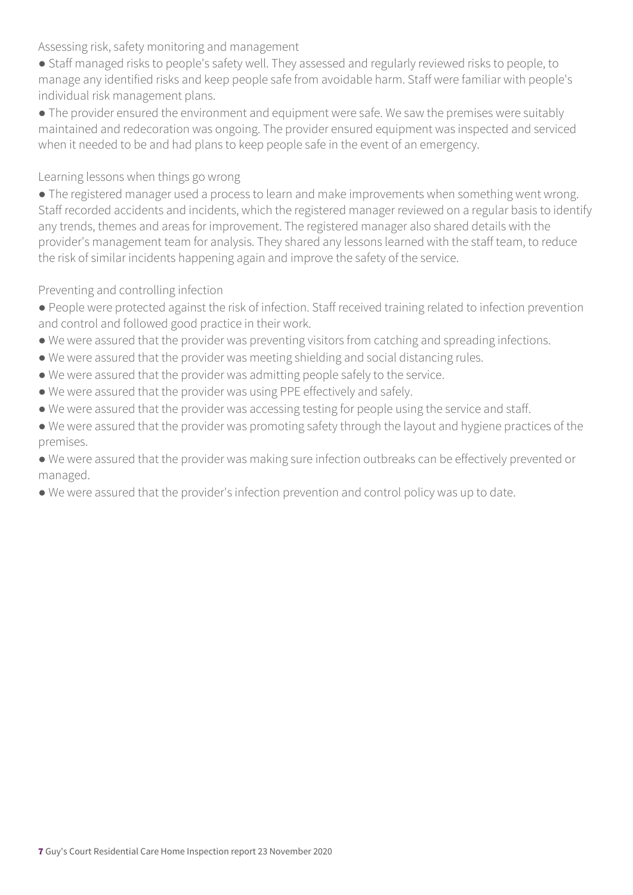Assessing risk, safety monitoring and management

- Staff managed risks to people's safety well. They assessed and regularly reviewed risks to people, to manage any identified risks and keep people safe from avoidable harm. Staff were familiar with people's individual risk management plans.
- The provider ensured the environment and equipment were safe. We saw the premises were suitably maintained and redecoration was ongoing. The provider ensured equipment was inspected and serviced when it needed to be and had plans to keep people safe in the event of an emergency.

Learning lessons when things go wrong

- The registered manager used a process to learn and make improvements when something went wrong. Staff recorded accidents and incidents, which the registered manager reviewed on a regular basis to identify any trends, themes and areas for improvement. The registered manager also shared details with the provider's management team for analysis. They shared any lessons learned with the staff team, to reduce the risk of similar incidents happening again and improve the safety of the service.

Preventing and controlling infection

- People were protected against the risk of infection. Staff received training related to infection prevention and control and followed good practice in their work.
- We were assured that the provider was preventing visitors from catching and spreading infections.
- We were assured that the provider was meeting shielding and social distancing rules.
- We were assured that the provider was admitting people safely to the service.
- We were assured that the provider was using PPE effectively and safely.
- We were assured that the provider was accessing testing for people using the service and staff.
- We were assured that the provider was promoting safety through the layout and hygiene practices of the premises.
- We were assured that the provider was making sure infection outbreaks can be effectively prevented or managed.
- We were assured that the provider's infection prevention and control policy was up to date.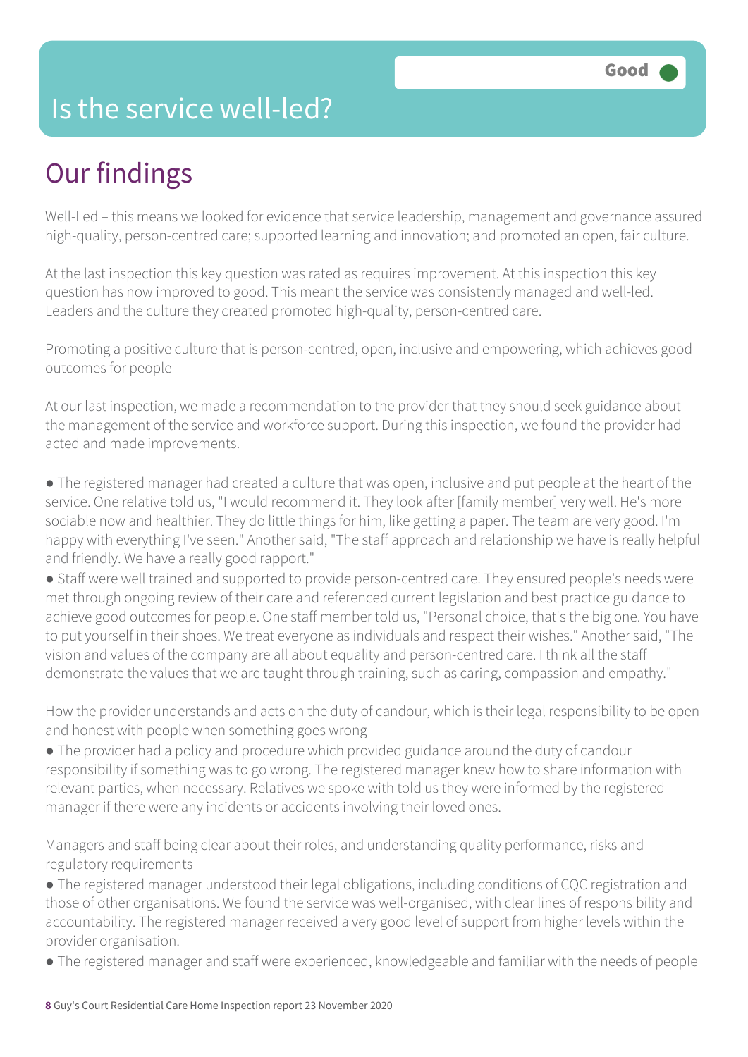# Is the service well-led?

Good

## Our findings

Well-Led – this means we looked for evidence that service leadership, management and governance assured high-quality, person-centred care; supported learning and innovation; and promoted an open, fair culture.

At the last inspection this key question was rated as requires improvement. At this inspection this key question has now improved to good. This meant the service was consistently managed and well-led. Leaders and the culture they created promoted high-quality, person-centred care.

Promoting a positive culture that is person-centred, open, inclusive and empowering, which achieves good outcomes for people

At our last inspection, we made a recommendation to the provider that they should seek guidance about the management of the service and workforce support. During this inspection, we found the provider had acted and made improvements.

- The registered manager had created a culture that was open, inclusive and put people at the heart of the service. One relative told us, "I would recommend it. They look after [family member] very well. He's more sociable now and healthier. They do little things for him, like getting a paper. The team are very good. I'm happy with everything I've seen." Another said, "The staff approach and relationship we have is really helpful and friendly. We have a really good rapport."
- Staff were well trained and supported to provide person-centred care. They ensured people's needs were met through ongoing review of their care and referenced current legislation and best practice guidance to achieve good outcomes for people. One staff member told us, "Personal choice, that's the big one. You have to put yourself in their shoes. We treat everyone as individuals and respect their wishes." Another said, "The vision and values of the company are all about equality and person-centred care. I think all the staff demonstrate the values that we are taught through training, such as caring, compassion and empathy."

How the provider understands and acts on the duty of candour, which is their legal responsibility to be open and honest with people when something goes wrong

- The provider had a policy and procedure which provided guidance around the duty of candour responsibility if something was to go wrong. The registered manager knew how to share information with relevant parties, when necessary. Relatives we spoke with told us they were informed by the registered manager if there were any incidents or accidents involving their loved ones.

Managers and staff being clear about their roles, and understanding quality performance, risks and regulatory requirements

- The registered manager understood their legal obligations, including conditions of CQC registration and those of other organisations. We found the service was well-organised, with clear lines of responsibility and accountability. The registered manager received a very good level of support from higher levels within the provider organisation.
- The registered manager and staff were experienced, knowledgeable and familiar with the needs of people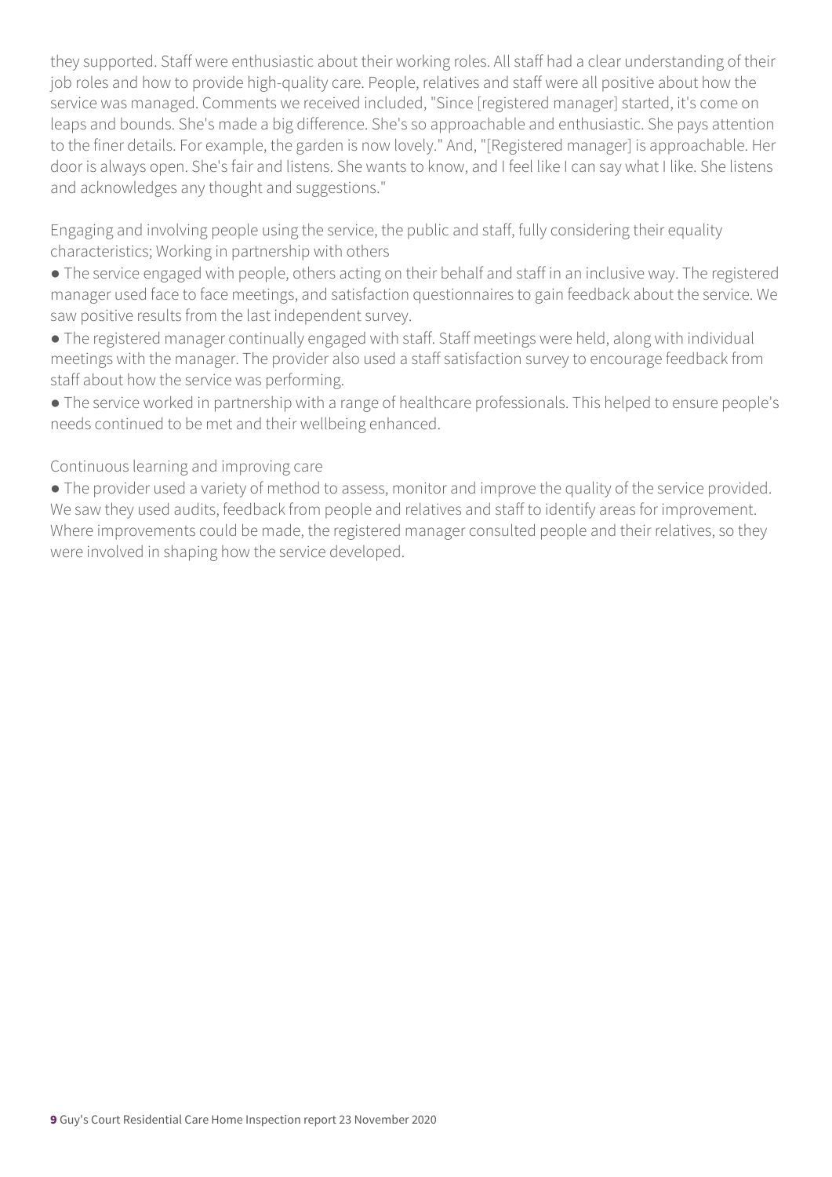they supported. Staff were enthusiastic about their working roles. All staff had a clear understanding of their job roles and how to provide high-quality care. People, relatives and staff were all positive about how the service was managed. Comments we received included, "Since [registered manager] started, it's come on leaps and bounds. She's made a big difference. She's so approachable and enthusiastic. She pays attention to the finer details. For example, the garden is now lovely." And, "[Registered manager] is approachable. Her door is always open. She's fair and listens. She wants to know, and I feel like I can say what I like. She listens and acknowledges any thought and suggestions."

Engaging and involving people using the service, the public and staff, fully considering their equality characteristics; Working in partnership with others

- The service engaged with people, others acting on their behalf and staff in an inclusive way. The registered manager used face to face meetings, and satisfaction questionnaires to gain feedback about the service. We saw positive results from the last independent survey.
- The registered manager continually engaged with staff. Staff meetings were held, along with individual meetings with the manager. The provider also used a staff satisfaction survey to encourage feedback from staff about how the service was performing.
- The service worked in partnership with a range of healthcare professionals. This helped to ensure people's needs continued to be met and their wellbeing enhanced.

Continuous learning and improving care

- The provider used a variety of method to assess, monitor and improve the quality of the service provided. We saw they used audits, feedback from people and relatives and staff to identify areas for improvement. Where improvements could be made, the registered manager consulted people and their relatives, so they were involved in shaping how the service developed.